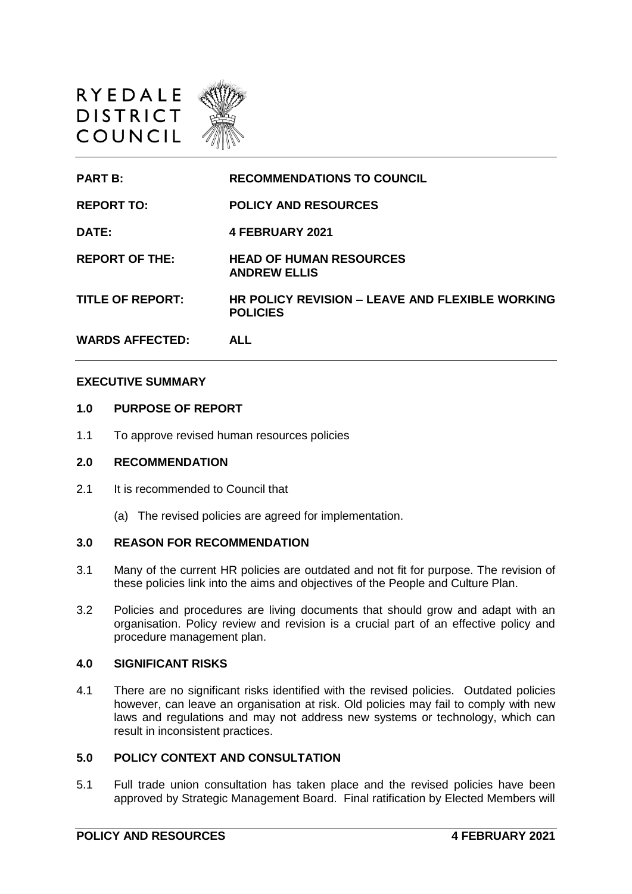RYEDALE DISTRICT COUNCIL

| | |
|---|---|
| **PART B:** | **RECOMMENDATIONS TO COUNCIL** |
| **REPORT TO:** | **POLICY AND RESOURCES** |
| **DATE:** | **4 FEBRUARY 2021** |
| **REPORT OF THE:** | **HEAD OF HUMAN RESOURCES ANDREW ELLIS** |
| **TITLE OF REPORT:** | **HR POLICY REVISION – LEAVE AND FLEXIBLE WORKING POLICIES** |
| **WARDS AFFECTED:** | **ALL** |

## EXECUTIVE SUMMARY

### 1.0 PURPOSE OF REPORT

1.1 To approve revised human resources policies

### 2.0 RECOMMENDATION

2.1 It is recommended to Council that

(a) The revised policies are agreed for implementation.

### 3.0 REASON FOR RECOMMENDATION

3.1 Many of the current HR policies are outdated and not fit for purpose. The revision of these policies link into the aims and objectives of the People and Culture Plan.

3.2 Policies and procedures are living documents that should grow and adapt with an organisation. Policy review and revision is a crucial part of an effective policy and procedure management plan.

### 4.0 SIGNIFICANT RISKS

4.1 There are no significant risks identified with the revised policies. Outdated policies however, can leave an organisation at risk. Old policies may fail to comply with new laws and regulations and may not address new systems or technology, which can result in inconsistent practices.

### 5.0 POLICY CONTEXT AND CONSULTATION

5.1 Full trade union consultation has taken place and the revised policies have been approved by Strategic Management Board. Final ratification by Elected Members will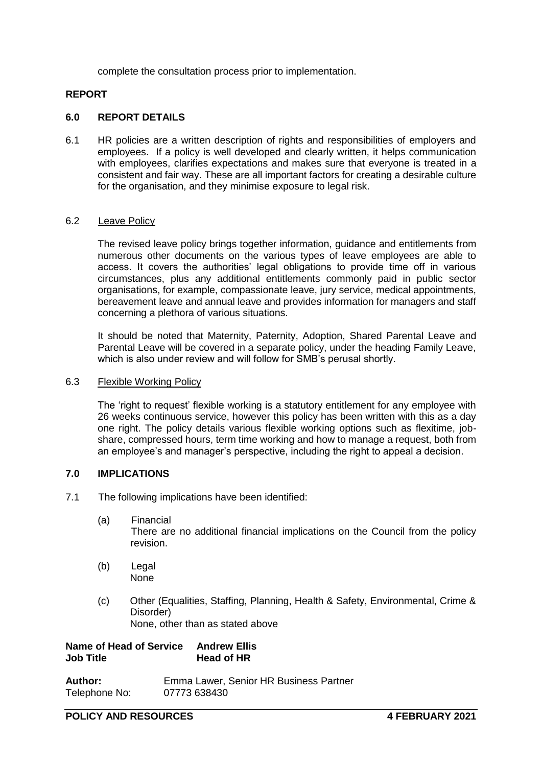complete the consultation process prior to implementation.

**REPORT**

## 6.0 REPORT DETAILS

6.1 HR policies are a written description of rights and responsibilities of employers and employees. If a policy is well developed and clearly written, it helps communication with employees, clarifies expectations and makes sure that everyone is treated in a consistent and fair way. These are all important factors for creating a desirable culture for the organisation, and they minimise exposure to legal risk.

6.2 Leave Policy

The revised leave policy brings together information, guidance and entitlements from numerous other documents on the various types of leave employees are able to access. It covers the authorities' legal obligations to provide time off in various circumstances, plus any additional entitlements commonly paid in public sector organisations, for example, compassionate leave, jury service, medical appointments, bereavement leave and annual leave and provides information for managers and staff concerning a plethora of various situations.

It should be noted that Maternity, Paternity, Adoption, Shared Parental Leave and Parental Leave will be covered in a separate policy, under the heading Family Leave, which is also under review and will follow for SMB's perusal shortly.

6.3 Flexible Working Policy

The 'right to request' flexible working is a statutory entitlement for any employee with 26 weeks continuous service, however this policy has been written with this as a day one right. The policy details various flexible working options such as flexitime, job-share, compressed hours, term time working and how to manage a request, both from an employee's and manager's perspective, including the right to appeal a decision.

## 7.0 IMPLICATIONS

7.1 The following implications have been identified:

(a) Financial
There are no additional financial implications on the Council from the policy revision.

(b) Legal
None

(c) Other (Equalities, Staffing, Planning, Health & Safety, Environmental, Crime & Disorder)
None, other than as stated above

**Name of Head of Service** **Andrew Ellis**
**Job Title** **Head of HR**

**Author:** Emma Lawer, Senior HR Business Partner
Telephone No: 07773 638430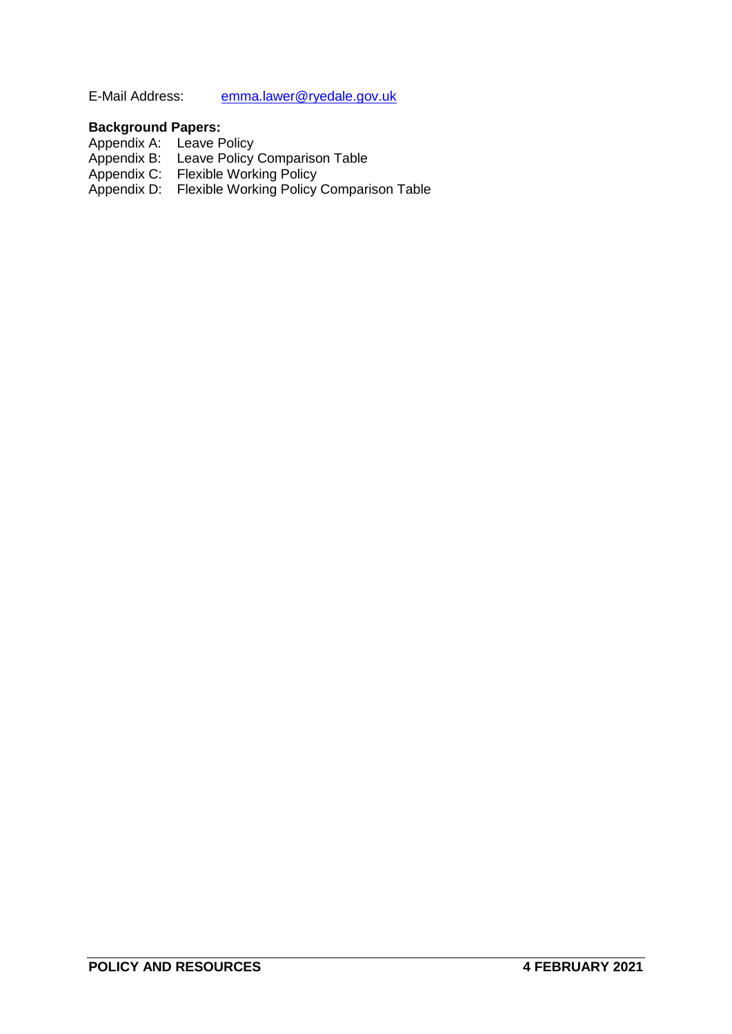E-Mail Address: emma.lawer@ryedale.gov.uk

**Background Papers:**

Appendix A: Leave Policy
Appendix B: Leave Policy Comparison Table
Appendix C: Flexible Working Policy
Appendix D: Flexible Working Policy Comparison Table